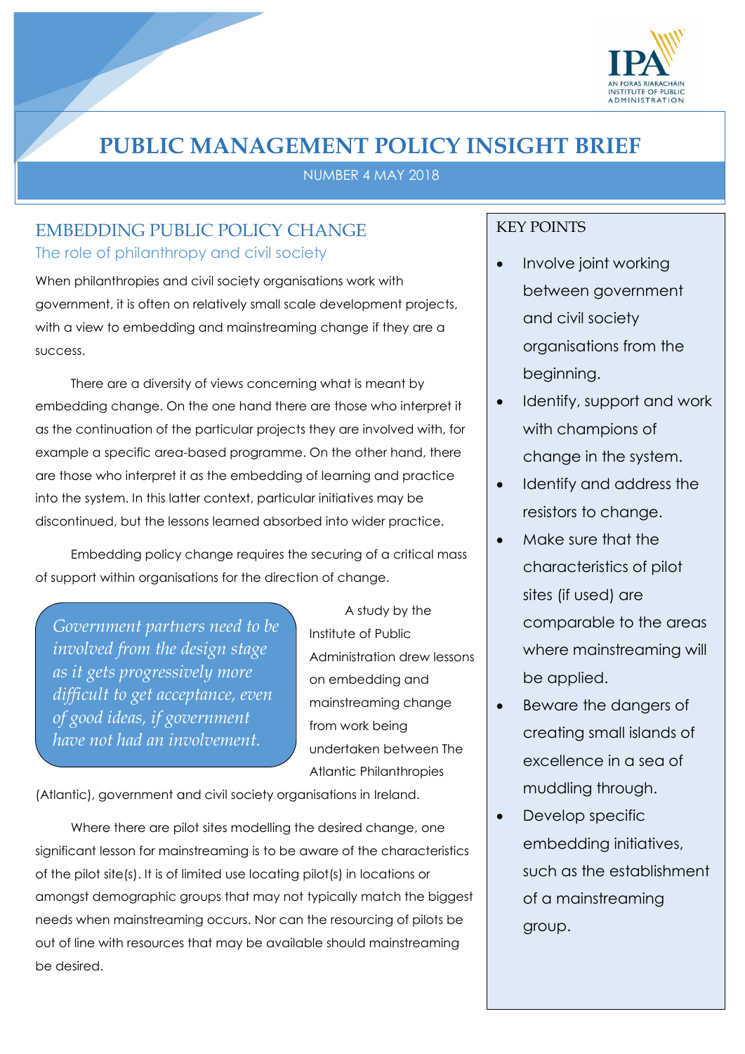# PUBLIC MANAGEMENT POLICY INSIGHT BRIEF

NUMBER 4 MAY 2018

## EMBEDDING PUBLIC POLICY CHANGE

### The role of philanthropy and civil society

When philanthropies and civil society organisations work with government, it is often on relatively small scale development projects, with a view to embedding and mainstreaming change if they are a success.

There are a diversity of views concerning what is meant by embedding change. On the one hand there are those who interpret it as the continuation of the particular projects they are involved with, for example a specific area-based programme. On the other hand, there are those who interpret it as the embedding of learning and practice into the system. In this latter context, particular initiatives may be discontinued, but the lessons learned absorbed into wider practice.

Embedding policy change requires the securing of a critical mass of support within organisations for the direction of change.

> *Government partners need to be involved from the design stage as it gets progressively more difficult to get acceptance, even of good ideas, if government have not had an involvement.*

A study by the Institute of Public Administration drew lessons on embedding and mainstreaming change from work being undertaken between The Atlantic Philanthropies (Atlantic), government and civil society organisations in Ireland.

Where there are pilot sites modelling the desired change, one significant lesson for mainstreaming is to be aware of the characteristics of the pilot site(s). It is of limited use locating pilot(s) in locations or amongst demographic groups that may not typically match the biggest needs when mainstreaming occurs. Nor can the resourcing of pilots be out of line with resources that may be available should mainstreaming be desired.

### KEY POINTS

- Involve joint working between government and civil society organisations from the beginning.
- Identify, support and work with champions of change in the system.
- Identify and address the resistors to change.
- Make sure that the characteristics of pilot sites (if used) are comparable to the areas where mainstreaming will be applied.
- Beware the dangers of creating small islands of excellence in a sea of muddling through.
- Develop specific embedding initiatives, such as the establishment of a mainstreaming group.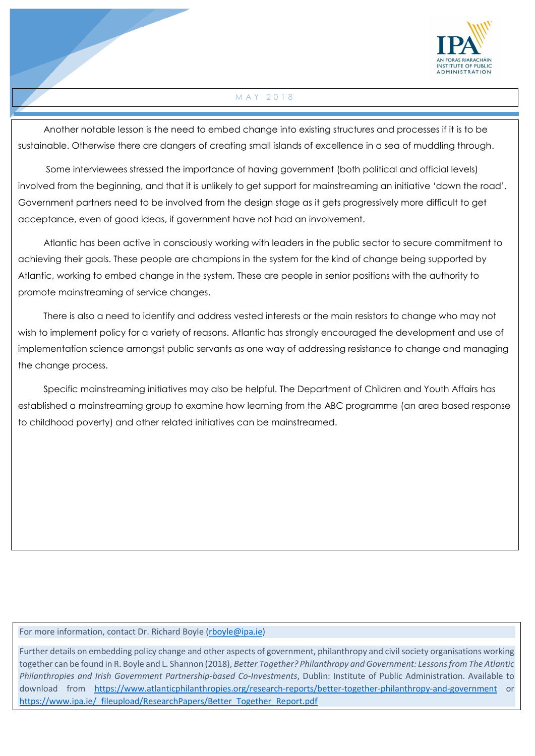Another notable lesson is the need to embed change into existing structures and processes if it is to be sustainable. Otherwise there are dangers of creating small islands of excellence in a sea of muddling through.

Some interviewees stressed the importance of having government (both political and official levels) involved from the beginning, and that it is unlikely to get support for mainstreaming an initiative 'down the road'. Government partners need to be involved from the design stage as it gets progressively more difficult to get acceptance, even of good ideas, if government have not had an involvement.

Atlantic has been active in consciously working with leaders in the public sector to secure commitment to achieving their goals. These people are champions in the system for the kind of change being supported by Atlantic, working to embed change in the system. These are people in senior positions with the authority to promote mainstreaming of service changes.

There is also a need to identify and address vested interests or the main resistors to change who may not wish to implement policy for a variety of reasons. Atlantic has strongly encouraged the development and use of implementation science amongst public servants as one way of addressing resistance to change and managing the change process.

Specific mainstreaming initiatives may also be helpful. The Department of Children and Youth Affairs has established a mainstreaming group to examine how learning from the ABC programme (an area based response to childhood poverty) and other related initiatives can be mainstreamed.

For more information, contact Dr. Richard Boyle (rboyle@ipa.ie)

Further details on embedding policy change and other aspects of government, philanthropy and civil society organisations working together can be found in R. Boyle and L. Shannon (2018), *Better Together? Philanthropy and Government: Lessons from The Atlantic Philanthropies and Irish Government Partnership-based Co-Investments*, Dublin: Institute of Public Administration. Available to download from https://www.atlanticphilanthropies.org/research-reports/better-together-philanthropy-and-government or https://www.ipa.ie/_fileupload/ResearchPapers/Better_Together_Report.pdf